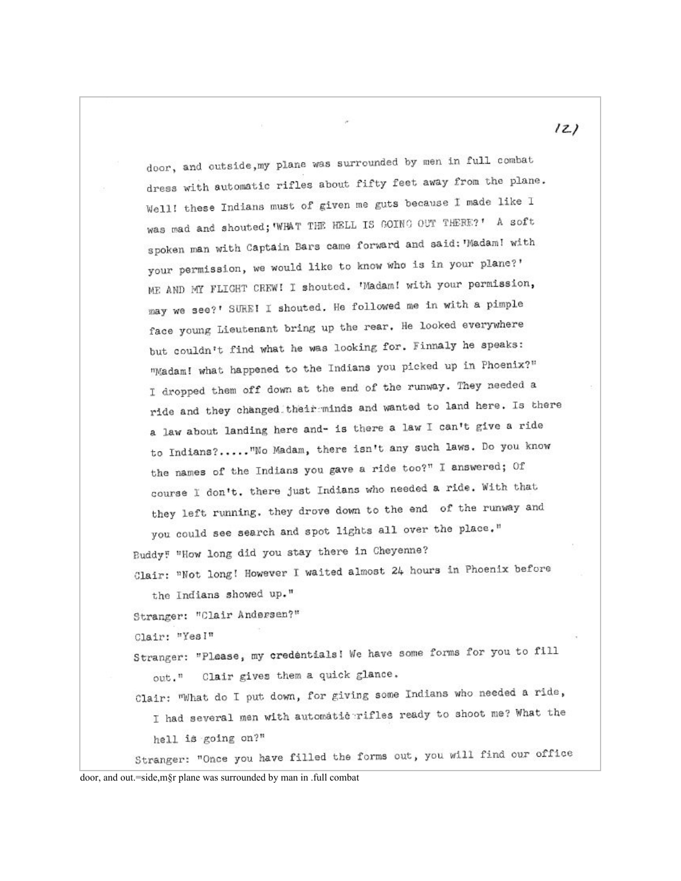door, and outside,my plane was surrounded by men in full combat dress with automatic rifles about fifty feet away from the plane. Well! these Indians must of given me guts because I made like I was mad and shouted;'WHAT THE HELL IS GOING OUT THERE?' A soft spoken man with Captain Bars came forward and said:'Madam! with your permission, we would like to know who is in your plane?' ME AND MY FLIGHT CREW! I shouted. 'Madam! with your permission, may we see?' SURE! I shouted. He followed me in with a pimple face young Lieutenant bring up the rear. He looked everywhere but couldn't find what he was looking for. Finnaly he speaks: "Madam! what happened to the Indians you picked up in Phoenix?" I dropped them off down at the end of the runway. They needed a ride and they changed their minds and wanted to land here. Is there a law about landing here and- is there a law I can't give a ride to Indians?....."No Madam, there isn't any such laws. Do you know the names of the Indians you gave a ride too?" I answered; Of course I don't. there just Indians who needed a ride. With that they left running. they drove down to the end of the runway and you could see search and spot lights all over the place."

Buddy: "How long did you stay there in Cheyenne?

Clair: "Not long! However I waited almost 24 hours in Phoenix before the Indians showed up."

Stranger: "Clair Andersen?"

Clair: "Yes!"

Stranger: "Please, my credentials! We have some forms for you to fill out." Clair gives them a quick glance.

Clair: "What do I put down, for giving some Indians who needed a ride, I had several men with automatic rifles ready to shoot me? What the hell is going on?"

Stranger: "Once you have filled the forms out, you will find our office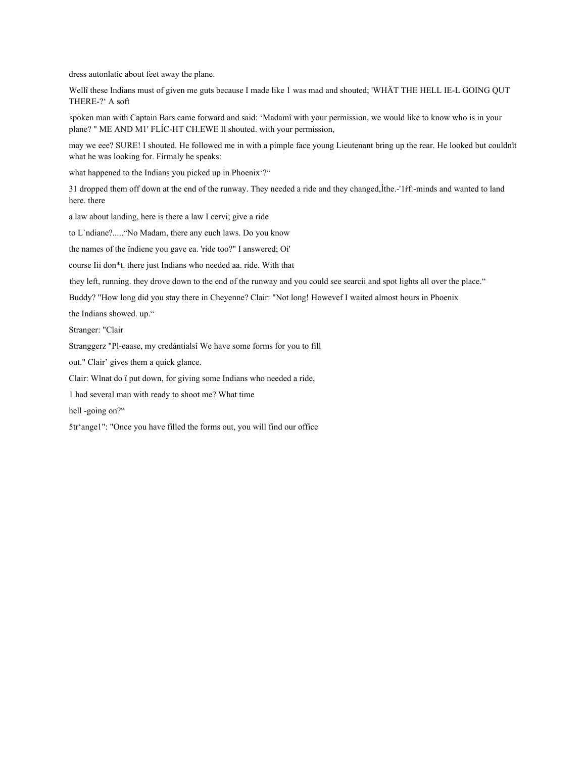dress autonlatic about feet away the plane.

Wellî these Indians must of given me guts because I made like 1 was mad and shouted; 'WHÄT THE HELL IE-L GOING QUT THERE-?' A soft

spoken man with Captain Bars came forward and said: 'Madamî with your permission, we would like to know who is in your plane? " ME AND M1' FLĹC-HT CH.EWE Il shouted. with your permission,

may we eee? SURE! I shouted. He followed me in with a pímple face young Lieutenant bring up the rear. He looked but couldnït what he was looking for. Fírmaly he speaks:

what happened to the Indians you picked up in Phoenix'?"

31 dropped them off down at the end of the runway. They needed a ride and they changed,Íthe.-'1ŕf:-minds and wanted to land here. there

a law about landing, here is there a law I cervi; give a ride

to L`ndiane?....."No Madam, there any euch laws. Do you know

the names of the ïndiene you gave ea. 'ride too?" I answered; Oi'

course Iii don*t. there just Indians who needed aa. ride. With that

they left, running. they drove down to the end of the runway and you could see searcii and spot lights all over the place."

Buddy? "How long did you stay there in Cheyenne? Clair: "Not long! Howevef I waited almost hours in Phoenix

the Indians showed. up."

Stranger: "Clair

Stranggerz "Pl-eaase, my credántialsî We have some forms for you to fill

out." Clair' gives them a quick glance.

Clair: Wlnat do ï put down, for giving some Indians who needed a ride,

1 had several man with ready to shoot me? What time

hell -going on?"

5tr'ange1": "Once you have filled the forms out, you will find our office